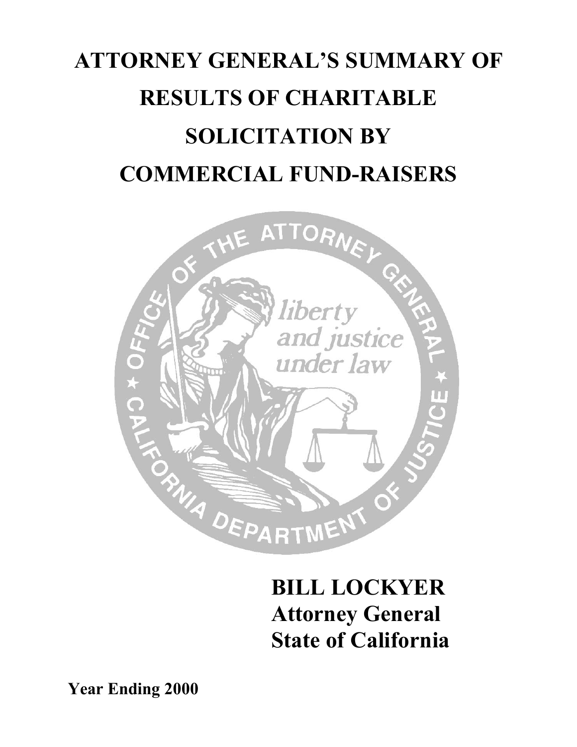# ATTORNEY GENERAL'S SUMMARY OF RESULTS OF CHARITABLE SOLICITATION BY COMMERCIAL FUND-RAISERS

**BILL LOCKYER**
**Attorney General**
**State of California**

**Year Ending 2000**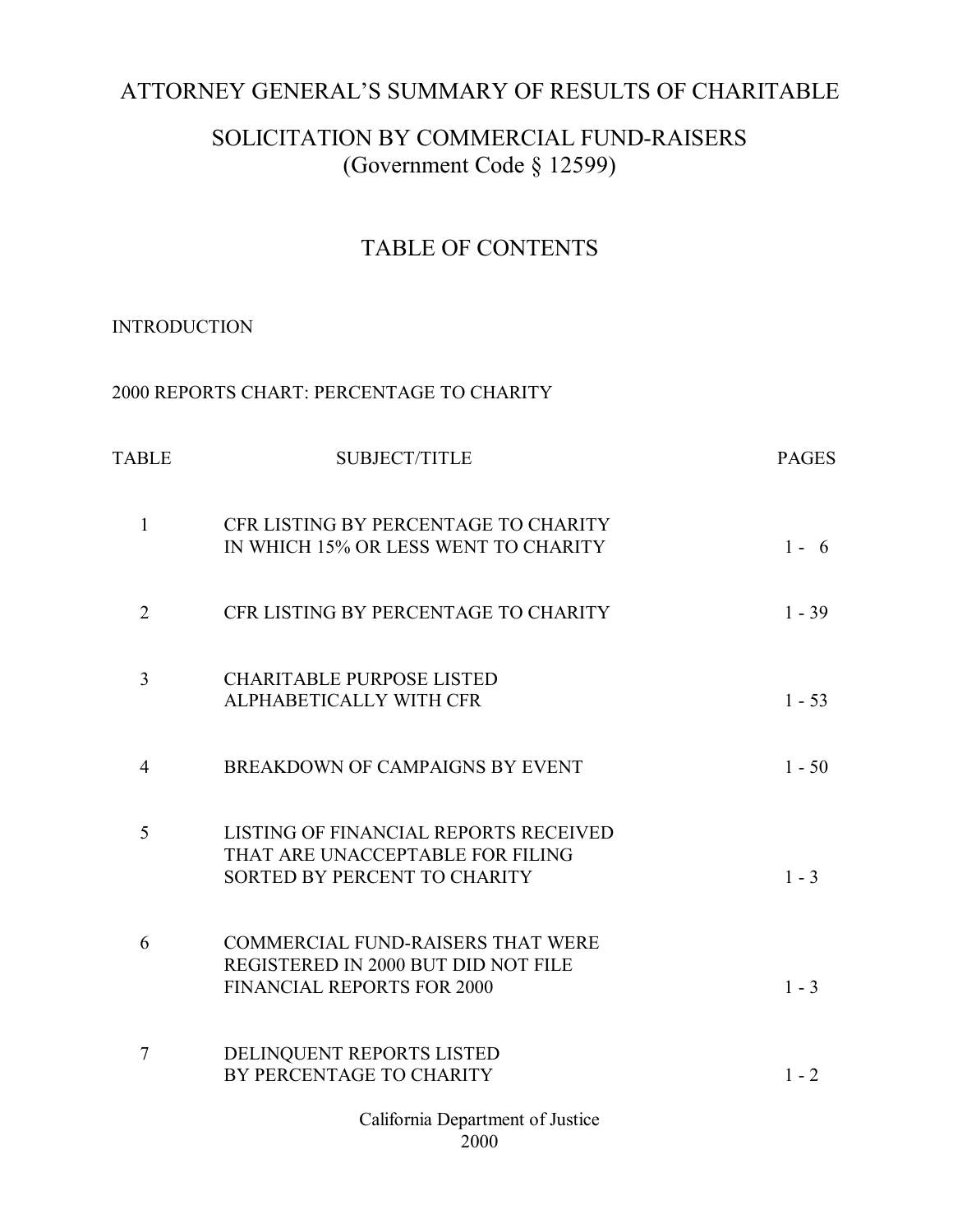# ATTORNEY GENERAL'S SUMMARY OF RESULTS OF CHARITABLE SOLICITATION BY COMMERCIAL FUND-RAISERS
(Government Code § 12599)

## TABLE OF CONTENTS

INTRODUCTION

2000 REPORTS CHART: PERCENTAGE TO CHARITY

| TABLE | SUBJECT/TITLE | PAGES |
|---|---|---|
| 1 | CFR LISTING BY PERCENTAGE TO CHARITY IN WHICH 15% OR LESS WENT TO CHARITY | 1 - 6 |
| 2 | CFR LISTING BY PERCENTAGE TO CHARITY | 1 - 39 |
| 3 | CHARITABLE PURPOSE LISTED ALPHABETICALLY WITH CFR | 1 - 53 |
| 4 | BREAKDOWN OF CAMPAIGNS BY EVENT | 1 - 50 |
| 5 | LISTING OF FINANCIAL REPORTS RECEIVED THAT ARE UNACCEPTABLE FOR FILING SORTED BY PERCENT TO CHARITY | 1 - 3 |
| 6 | COMMERCIAL FUND-RAISERS THAT WERE REGISTERED IN 2000 BUT DID NOT FILE FINANCIAL REPORTS FOR 2000 | 1 - 3 |
| 7 | DELINQUENT REPORTS LISTED BY PERCENTAGE TO CHARITY | 1 - 2 |

California Department of Justice
2000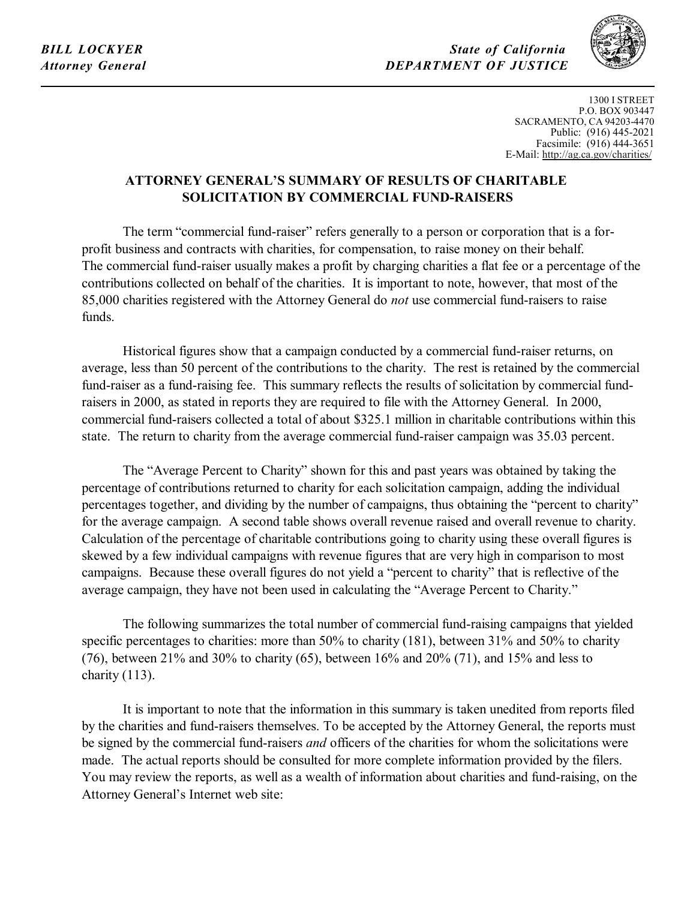***BILL LOCKYER***
***Attorney General***

***State of California***
***DEPARTMENT OF JUSTICE***

1300 I STREET
P.O. BOX 903447
SACRAMENTO, CA 94203-4470
Public: (916) 445-2021
Facsimile: (916) 444-3651
E-Mail: http://ag.ca.gov/charities/

## ATTORNEY GENERAL'S SUMMARY OF RESULTS OF CHARITABLE SOLICITATION BY COMMERCIAL FUND-RAISERS

The term "commercial fund-raiser" refers generally to a person or corporation that is a for-profit business and contracts with charities, for compensation, to raise money on their behalf. The commercial fund-raiser usually makes a profit by charging charities a flat fee or a percentage of the contributions collected on behalf of the charities. It is important to note, however, that most of the 85,000 charities registered with the Attorney General do *not* use commercial fund-raisers to raise funds.

Historical figures show that a campaign conducted by a commercial fund-raiser returns, on average, less than 50 percent of the contributions to the charity. The rest is retained by the commercial fund-raiser as a fund-raising fee. This summary reflects the results of solicitation by commercial fund-raisers in 2000, as stated in reports they are required to file with the Attorney General. In 2000, commercial fund-raisers collected a total of about $325.1 million in charitable contributions within this state. The return to charity from the average commercial fund-raiser campaign was 35.03 percent.

The "Average Percent to Charity" shown for this and past years was obtained by taking the percentage of contributions returned to charity for each solicitation campaign, adding the individual percentages together, and dividing by the number of campaigns, thus obtaining the "percent to charity" for the average campaign. A second table shows overall revenue raised and overall revenue to charity. Calculation of the percentage of charitable contributions going to charity using these overall figures is skewed by a few individual campaigns with revenue figures that are very high in comparison to most campaigns. Because these overall figures do not yield a "percent to charity" that is reflective of the average campaign, they have not been used in calculating the "Average Percent to Charity."

The following summarizes the total number of commercial fund-raising campaigns that yielded specific percentages to charities: more than 50% to charity (181), between 31% and 50% to charity (76), between 21% and 30% to charity (65), between 16% and 20% (71), and 15% and less to charity (113).

It is important to note that the information in this summary is taken unedited from reports filed by the charities and fund-raisers themselves. To be accepted by the Attorney General, the reports must be signed by the commercial fund-raisers *and* officers of the charities for whom the solicitations were made. The actual reports should be consulted for more complete information provided by the filers. You may review the reports, as well as a wealth of information about charities and fund-raising, on the Attorney General's Internet web site: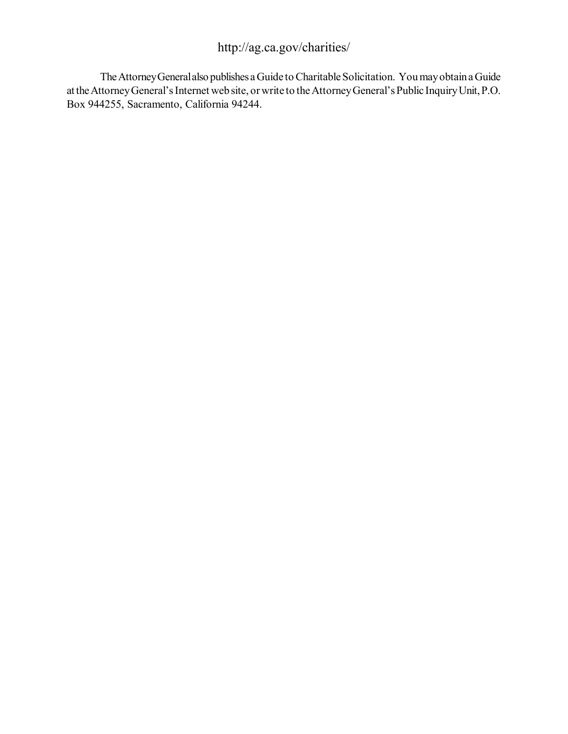http://ag.ca.gov/charities/

The Attorney General also publishes a Guide to Charitable Solicitation. You may obtain a Guide at the Attorney General's Internet web site, or write to the Attorney General's Public Inquiry Unit, P.O. Box 944255, Sacramento, California 94244.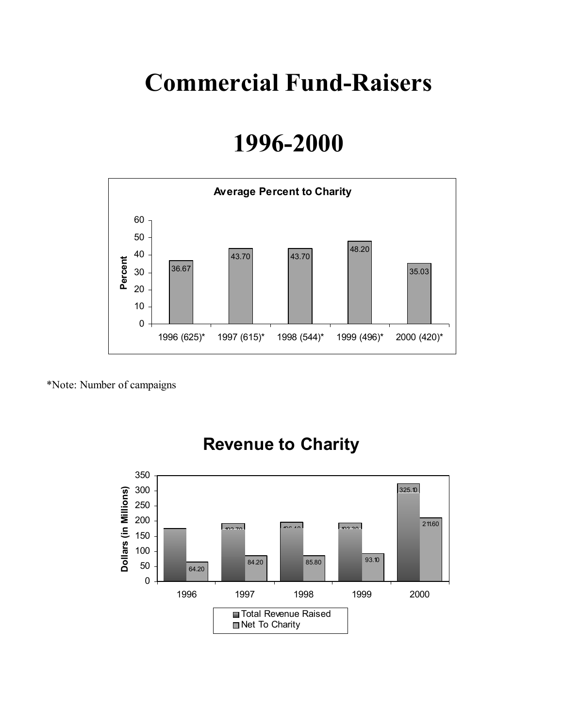# Commercial Fund-Raisers

# 1996-2000

Average Percent to Charity

Percent

60
50
40
30
20
10
0

36.67
43.70
43.70
48.20
35.03

1996 (625)* 1997 (615)* 1998 (544)* 1999 (496)* 2000 (420)*

*Note: Number of campaigns

## Revenue to Charity

Dollars (in Millions)

350
300
250
200
150
100
50
0

64.20
192.70
84.20
196.40
85.80
193.30
93.10
325.10
211.60

1996 1997 1998 1999 2000

Total Revenue Raised
Net To Charity